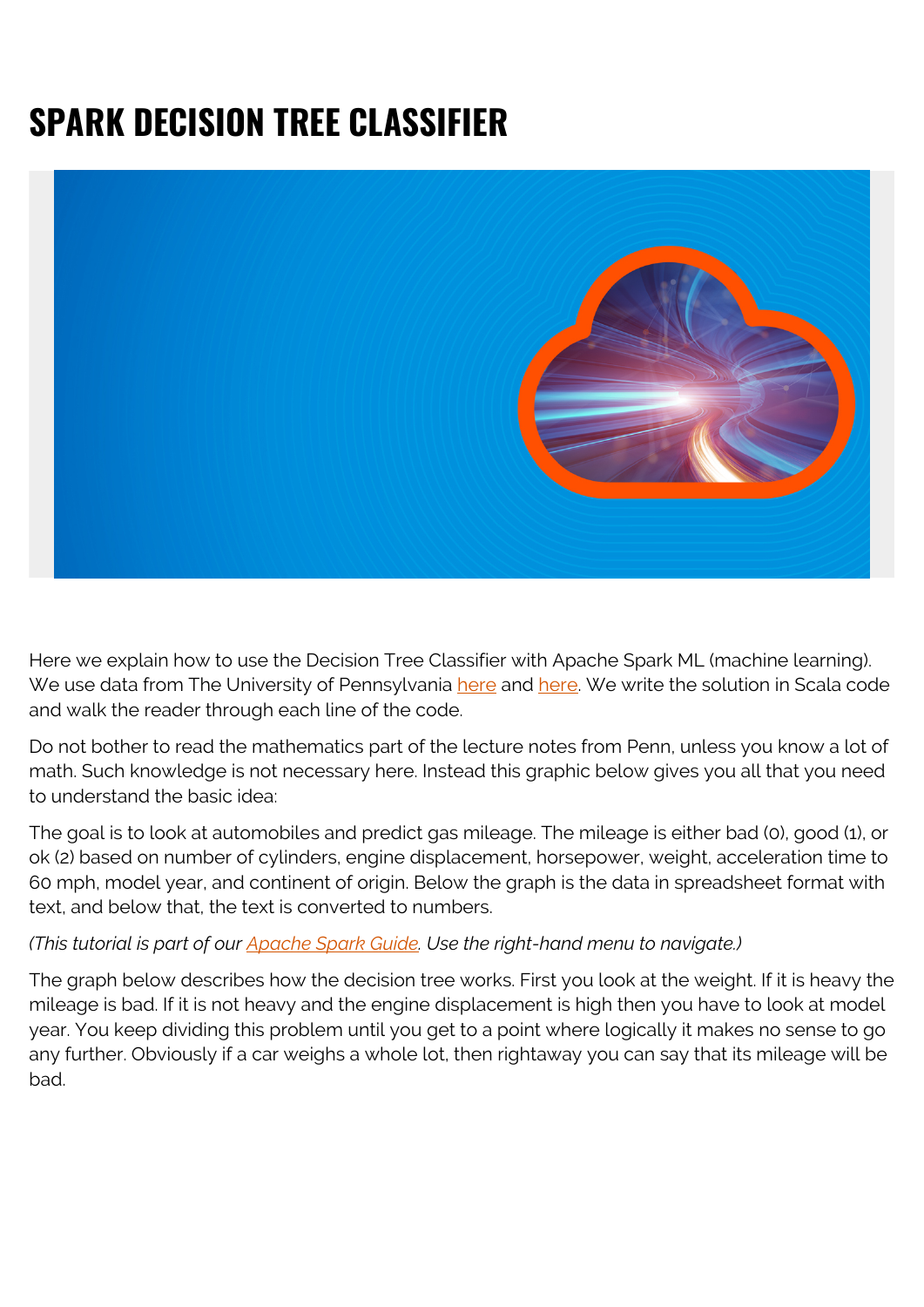# SPARK DECISION TREE CLASSIFIER

Here we explain how to use the Decision Tree Classifier with Apache Spark ML (machine learning). We use data from The University of Pennsylvania here and here. We write the solution in Scala code and walk the reader through each line of the code.

Do not bother to read the mathematics part of the lecture notes from Penn, unless you know a lot of math. Such knowledge is not necessary here. Instead this graphic below gives you all that you need to understand the basic idea:

The goal is to look at automobiles and predict gas mileage. The mileage is either bad (0), good (1), or ok (2) based on number of cylinders, engine displacement, horsepower, weight, acceleration time to 60 mph, model year, and continent of origin. Below the graph is the data in spreadsheet format with text, and below that, the text is converted to numbers.

*(This tutorial is part of our Apache Spark Guide. Use the right-hand menu to navigate.)*

The graph below describes how the decision tree works. First you look at the weight. If it is heavy the mileage is bad. If it is not heavy and the engine displacement is high then you have to look at model year. You keep dividing this problem until you get to a point where logically it makes no sense to go any further. Obviously if a car weighs a whole lot, then rightaway you can say that its mileage will be bad.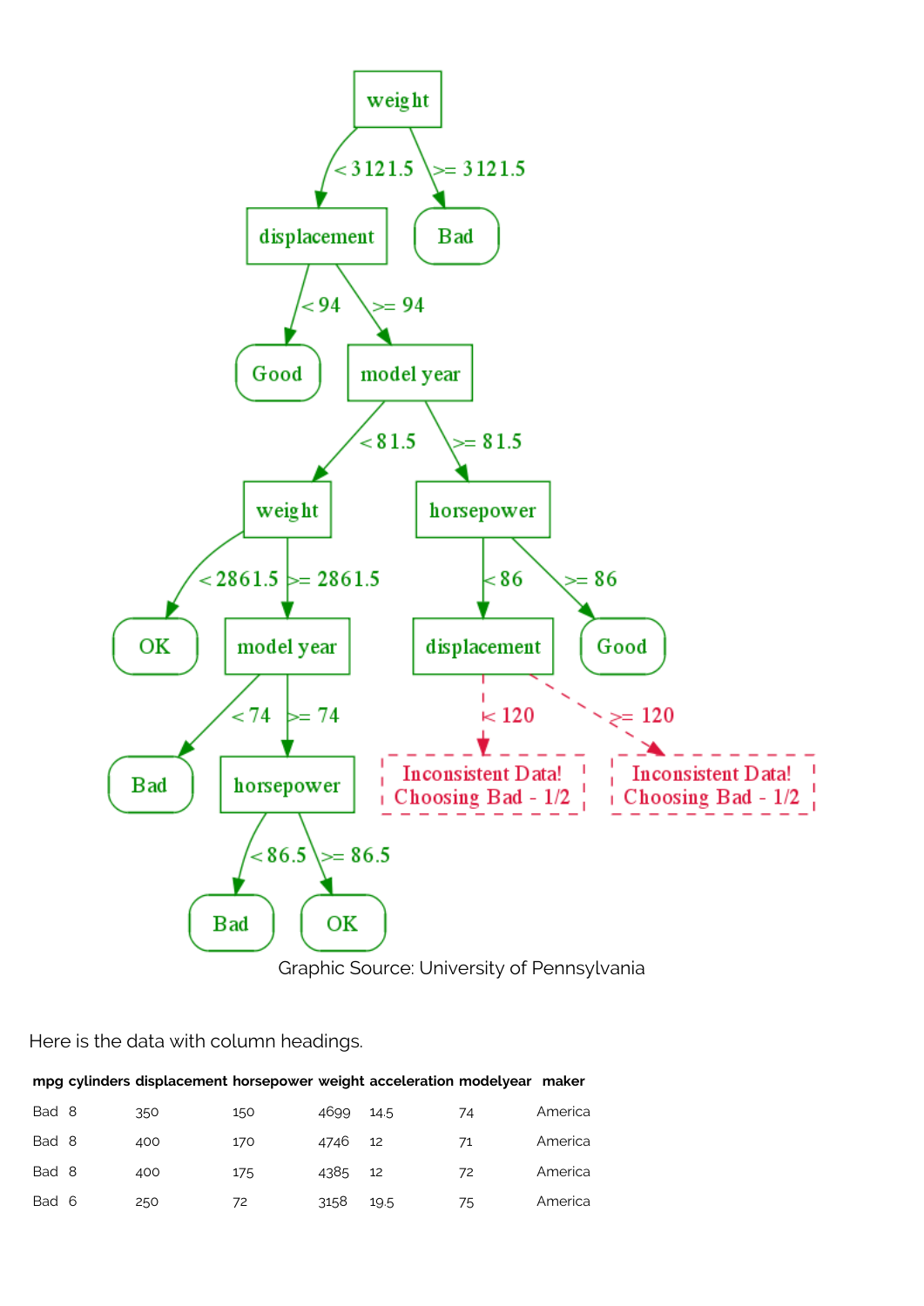- weight
  - < 3121.5: displacement
    - < 94: Good
    - >= 94: model year
      - < 81.5: weight
        - < 2861.5: OK
        - >= 2861.5: model year
          - < 74: Bad
          - >= 74: horsepower
            - < 86.5: Bad
            - >= 86.5: OK
      - >= 81.5: horsepower
        - < 86: displacement
          - < 120: Inconsistent Data! Choosing Bad - 1/2
          - >= 120: Inconsistent Data! Choosing Bad - 1/2
        - >= 86: Good
  - >= 3121.5: Bad

Graphic Source: University of Pennsylvania

Here is the data with column headings.

| mpg | cylinders | displacement | horsepower | weight | acceleration | modelyear | maker |
|---|---|---|---|---|---|---|---|
| Bad | 8 | 350 | 150 | 4699 | 14.5 | 74 | America |
| Bad | 8 | 400 | 170 | 4746 | 12 | 71 | America |
| Bad | 8 | 400 | 175 | 4385 | 12 | 72 | America |
| Bad | 6 | 250 | 72 | 3158 | 19.5 | 75 | America |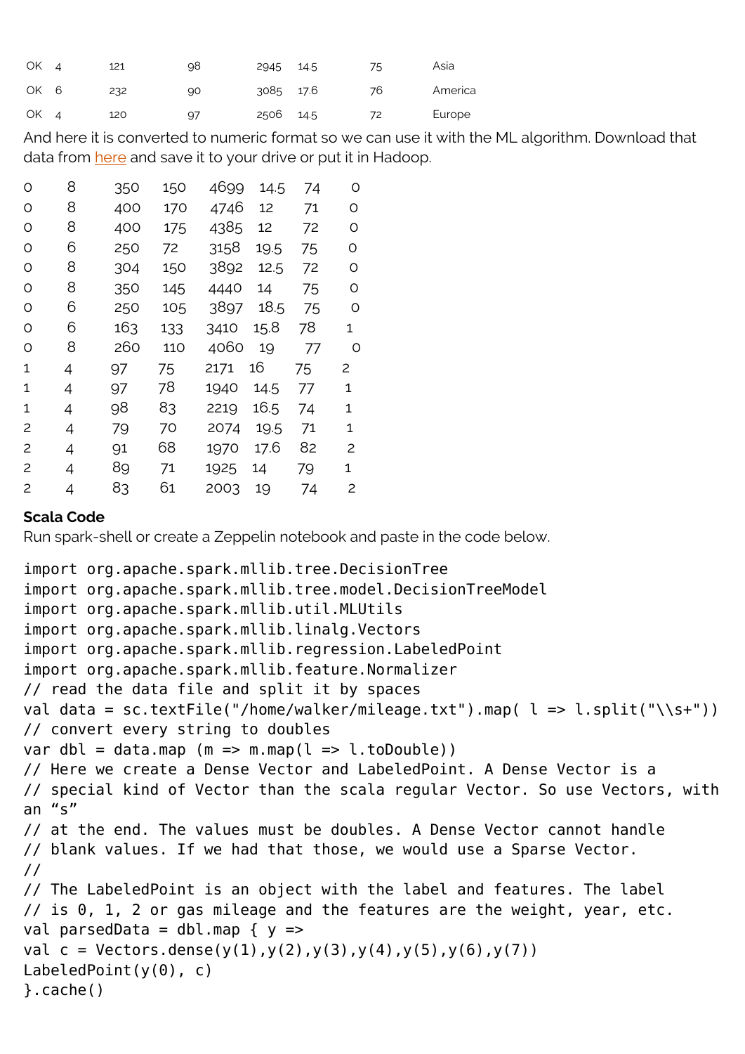| | | | | | | | |
|---|---|---|---|---|---|---|---|
| OK | 4 | 121 | 98 | 2945 | 14.5 | 75 | Asia |
| OK | 6 | 232 | 90 | 3085 | 17.6 | 76 | America |
| OK | 4 | 120 | 97 | 2506 | 14.5 | 72 | Europe |

And here it is converted to numeric format so we can use it with the ML algorithm. Download that data from here and save it to your drive or put it in Hadoop.

| | | | | | | | |
|---|---|---|---|---|---|---|---|
| 0 | 8 | 350 | 150 | 4699 | 14.5 | 74 | 0 |
| 0 | 8 | 400 | 170 | 4746 | 12 | 71 | 0 |
| 0 | 8 | 400 | 175 | 4385 | 12 | 72 | 0 |
| 0 | 6 | 250 | 72 | 3158 | 19.5 | 75 | 0 |
| 0 | 8 | 304 | 150 | 3892 | 12.5 | 72 | 0 |
| 0 | 8 | 350 | 145 | 4440 | 14 | 75 | 0 |
| 0 | 6 | 250 | 105 | 3897 | 18.5 | 75 | 0 |
| 0 | 6 | 163 | 133 | 3410 | 15.8 | 78 | 1 |
| 0 | 8 | 260 | 110 | 4060 | 19 | 77 | 0 |
| 1 | 4 | 97 | 75 | 2171 | 16 | 75 | 2 |
| 1 | 4 | 97 | 78 | 1940 | 14.5 | 77 | 1 |
| 1 | 4 | 98 | 83 | 2219 | 16.5 | 74 | 1 |
| 2 | 4 | 79 | 70 | 2074 | 19.5 | 71 | 1 |
| 2 | 4 | 91 | 68 | 1970 | 17.6 | 82 | 2 |
| 2 | 4 | 89 | 71 | 1925 | 14 | 79 | 1 |
| 2 | 4 | 83 | 61 | 2003 | 19 | 74 | 2 |

**Scala Code**

Run spark-shell or create a Zeppelin notebook and paste in the code below.

```
import org.apache.spark.mllib.tree.DecisionTree
import org.apache.spark.mllib.tree.model.DecisionTreeModel
import org.apache.spark.mllib.util.MLUtils
import org.apache.spark.mllib.linalg.Vectors
import org.apache.spark.mllib.regression.LabeledPoint
import org.apache.spark.mllib.feature.Normalizer
// read the data file and split it by spaces
val data = sc.textFile("/home/walker/mileage.txt").map( l => l.split("\\s+"))
// convert every string to doubles
var dbl = data.map (m => m.map(l => l.toDouble))
// Here we create a Dense Vector and LabeledPoint. A Dense Vector is a
// special kind of Vector than the scala regular Vector. So use Vectors, with
an "s"
// at the end. The values must be doubles. A Dense Vector cannot handle
// blank values. If we had that those, we would use a Sparse Vector.
//
// The LabeledPoint is an object with the label and features. The label
// is 0, 1, 2 or gas mileage and the features are the weight, year, etc.
val parsedData = dbl.map { y =>
val c = Vectors.dense(y(1),y(2),y(3),y(4),y(5),y(6),y(7))
LabeledPoint(y(0), c)
}.cache()
```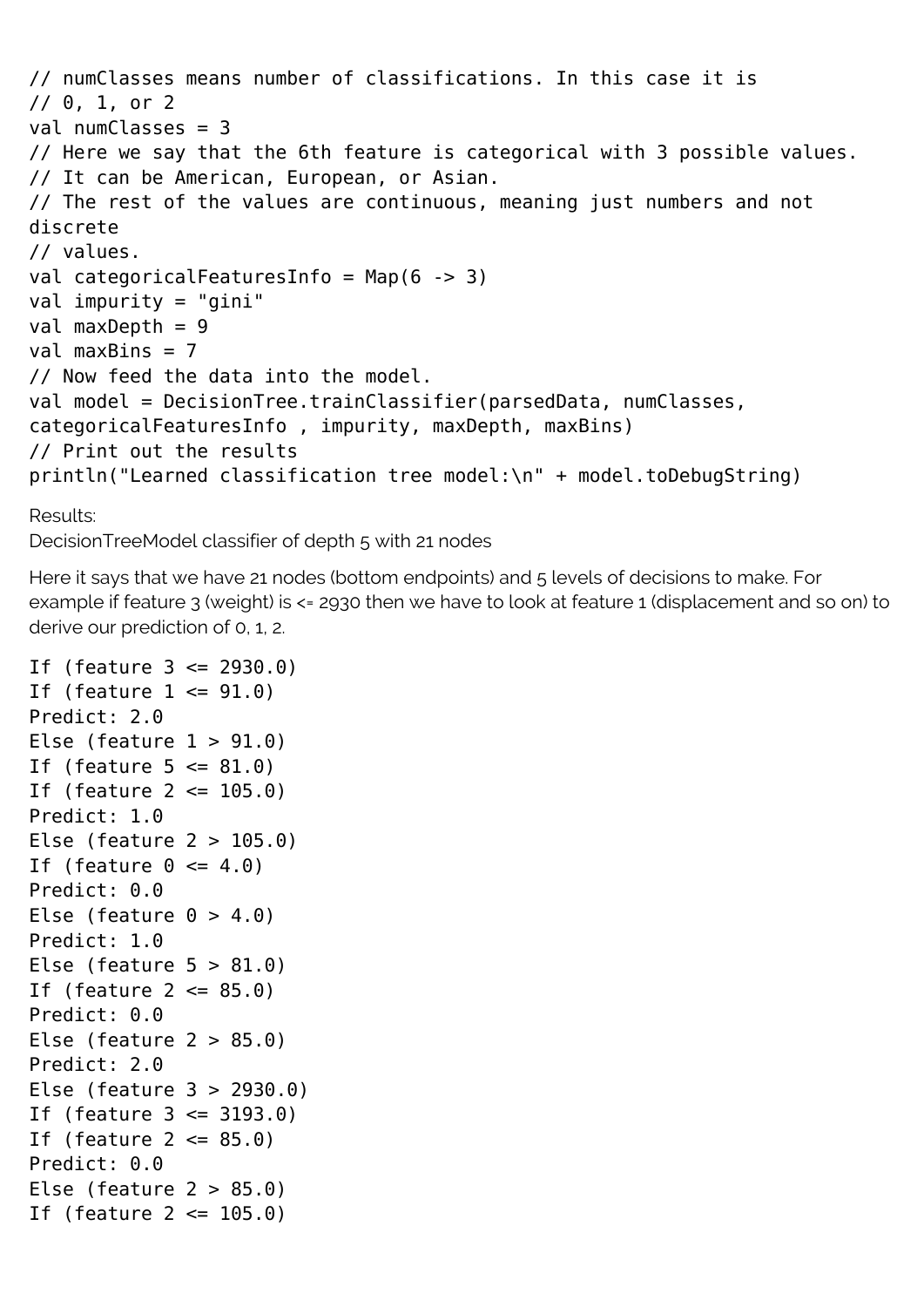```
// numClasses means number of classifications. In this case it is
// 0, 1, or 2
val numClasses = 3
// Here we say that the 6th feature is categorical with 3 possible values.
// It can be American, European, or Asian.
// The rest of the values are continuous, meaning just numbers and not
discrete
// values.
val categoricalFeaturesInfo = Map(6 -> 3)
val impurity = "gini"
val maxDepth = 9
val maxBins = 7
// Now feed the data into the model.
val model = DecisionTree.trainClassifier(parsedData, numClasses,
categoricalFeaturesInfo , impurity, maxDepth, maxBins)
// Print out the results
println("Learned classification tree model:\n" + model.toDebugString)
```

Results:
DecisionTreeModel classifier of depth 5 with 21 nodes

Here it says that we have 21 nodes (bottom endpoints) and 5 levels of decisions to make. For example if feature 3 (weight) is <= 2930 then we have to look at feature 1 (displacement and so on) to derive our prediction of 0, 1, 2.

```
If (feature 3 <= 2930.0)
If (feature 1 <= 91.0)
Predict: 2.0
Else (feature 1 > 91.0)
If (feature 5 <= 81.0)
If (feature 2 <= 105.0)
Predict: 1.0
Else (feature 2 > 105.0)
If (feature 0 <= 4.0)
Predict: 0.0
Else (feature 0 > 4.0)
Predict: 1.0
Else (feature 5 > 81.0)
If (feature 2 <= 85.0)
Predict: 0.0
Else (feature 2 > 85.0)
Predict: 2.0
Else (feature 3 > 2930.0)
If (feature 3 <= 3193.0)
If (feature 2 <= 85.0)
Predict: 0.0
Else (feature 2 > 85.0)
If (feature 2 <= 105.0)
```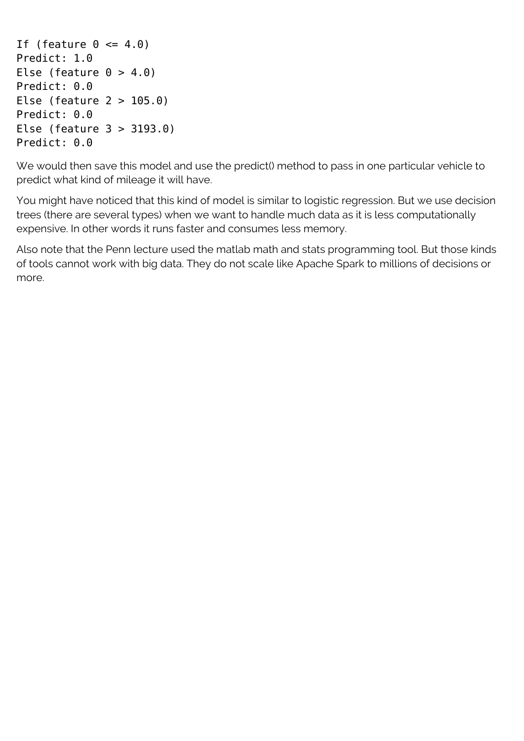```
If (feature 0 <= 4.0)
Predict: 1.0
Else (feature 0 > 4.0)
Predict: 0.0
Else (feature 2 > 105.0)
Predict: 0.0
Else (feature 3 > 3193.0)
Predict: 0.0
```

We would then save this model and use the predict() method to pass in one particular vehicle to predict what kind of mileage it will have.

You might have noticed that this kind of model is similar to logistic regression. But we use decision trees (there are several types) when we want to handle much data as it is less computationally expensive. In other words it runs faster and consumes less memory.

Also note that the Penn lecture used the matlab math and stats programming tool. But those kinds of tools cannot work with big data. They do not scale like Apache Spark to millions of decisions or more.